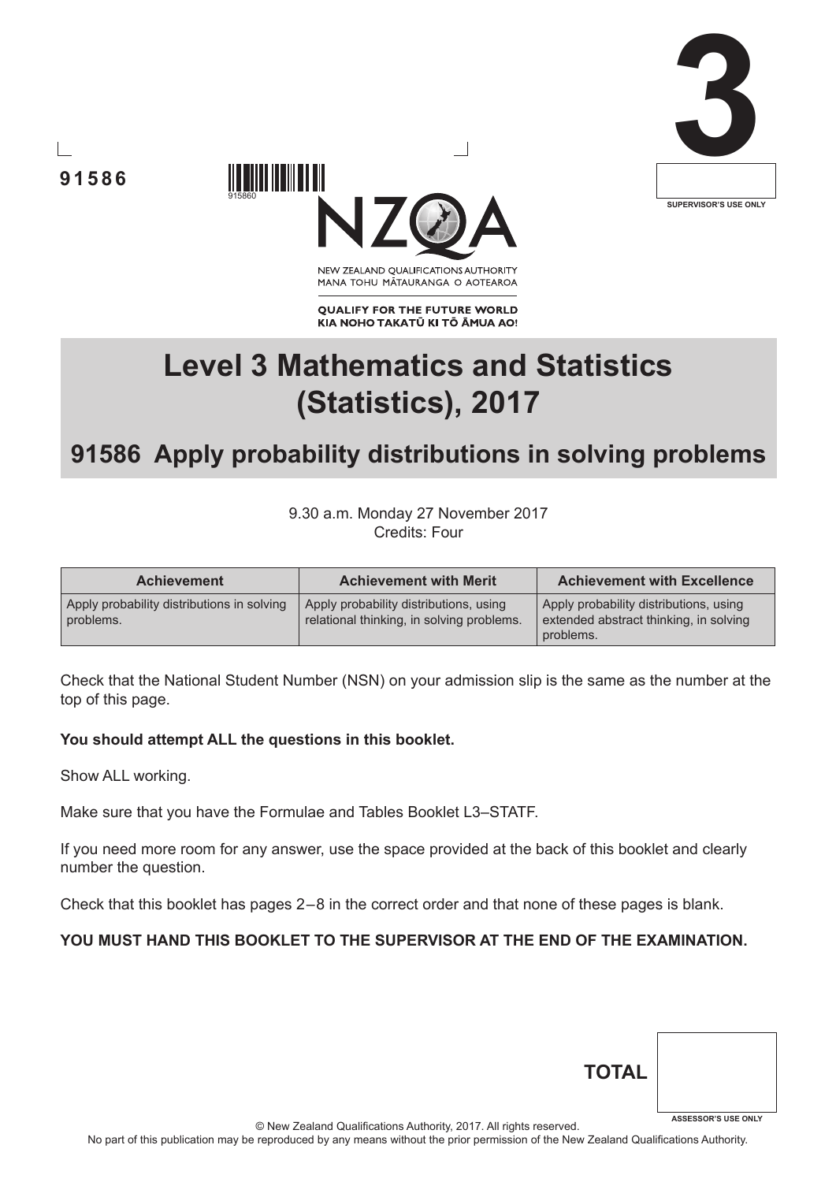91586

3

SUPERVISOR'S USE ONLY

NEW ZEALAND QUALIFICATIONS AUTHORITY
MANA TOHU MĀTAURANGA O AOTEAROA

QUALIFY FOR THE FUTURE WORLD
KIA NOHO TAKATŪ KI TŌ ĀMUA AO!

# Level 3 Mathematics and Statistics (Statistics), 2017

## 91586 Apply probability distributions in solving problems

9.30 a.m. Monday 27 November 2017
Credits: Four

| Achievement | Achievement with Merit | Achievement with Excellence |
|---|---|---|
| Apply probability distributions in solving problems. | Apply probability distributions, using relational thinking, in solving problems. | Apply probability distributions, using extended abstract thinking, in solving problems. |

Check that the National Student Number (NSN) on your admission slip is the same as the number at the top of this page.

**You should attempt ALL the questions in this booklet.**

Show ALL working.

Make sure that you have the Formulae and Tables Booklet L3–STATF.

If you need more room for any answer, use the space provided at the back of this booklet and clearly number the question.

Check that this booklet has pages 2–8 in the correct order and that none of these pages is blank.

**YOU MUST HAND THIS BOOKLET TO THE SUPERVISOR AT THE END OF THE EXAMINATION.**

**TOTAL**

ASSESSOR'S USE ONLY

© New Zealand Qualifications Authority, 2017. All rights reserved.
No part of this publication may be reproduced by any means without the prior permission of the New Zealand Qualifications Authority.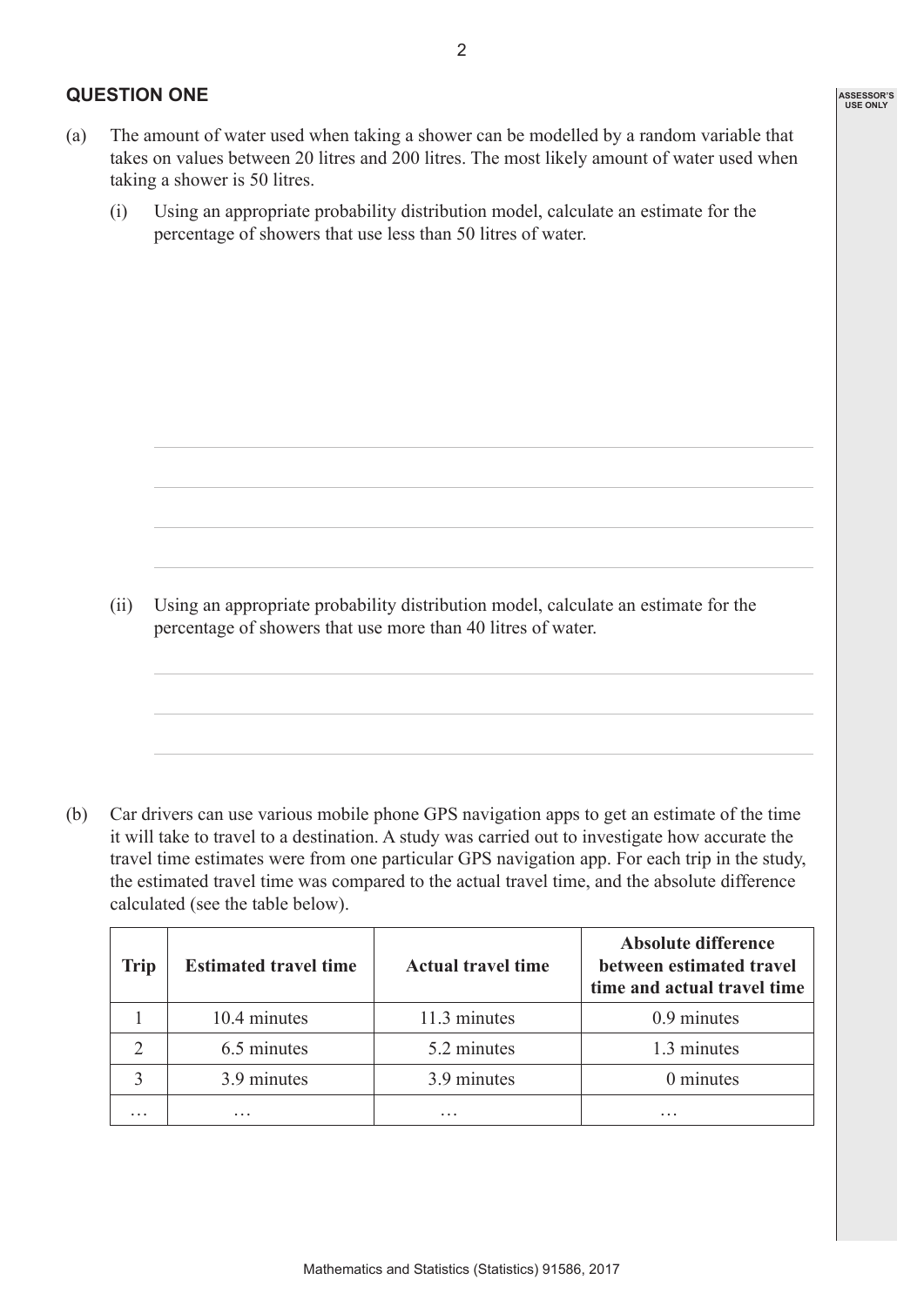## QUESTION ONE

(a) The amount of water used when taking a shower can be modelled by a random variable that takes on values between 20 litres and 200 litres. The most likely amount of water used when taking a shower is 50 litres.

(i) Using an appropriate probability distribution model, calculate an estimate for the percentage of showers that use less than 50 litres of water.

(ii) Using an appropriate probability distribution model, calculate an estimate for the percentage of showers that use more than 40 litres of water.

(b) Car drivers can use various mobile phone GPS navigation apps to get an estimate of the time it will take to travel to a destination. A study was carried out to investigate how accurate the travel time estimates were from one particular GPS navigation app. For each trip in the study, the estimated travel time was compared to the actual travel time, and the absolute difference calculated (see the table below).

| Trip | Estimated travel time | Actual travel time | Absolute difference between estimated travel time and actual travel time |
|---|---|---|---|
| 1 | 10.4 minutes | 11.3 minutes | 0.9 minutes |
| 2 | 6.5 minutes | 5.2 minutes | 1.3 minutes |
| 3 | 3.9 minutes | 3.9 minutes | 0 minutes |
| … | … | … | … |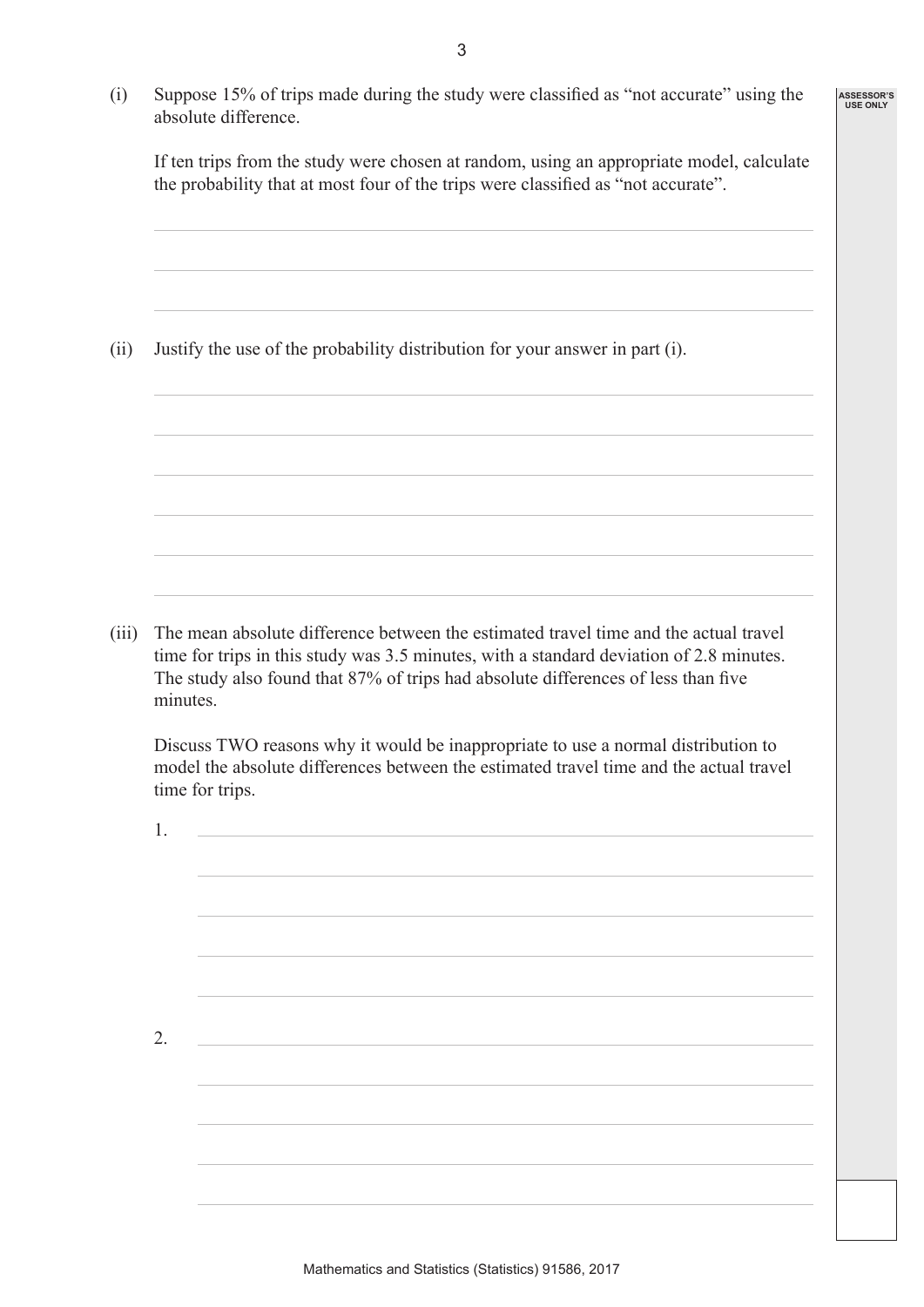(i) Suppose 15% of trips made during the study were classified as "not accurate" using the absolute difference.

If ten trips from the study were chosen at random, using an appropriate model, calculate the probability that at most four of the trips were classified as "not accurate".

(ii) Justify the use of the probability distribution for your answer in part (i).

(iii) The mean absolute difference between the estimated travel time and the actual travel time for trips in this study was 3.5 minutes, with a standard deviation of 2.8 minutes. The study also found that 87% of trips had absolute differences of less than five minutes.

Discuss TWO reasons why it would be inappropriate to use a normal distribution to model the absolute differences between the estimated travel time and the actual travel time for trips.

1.

2.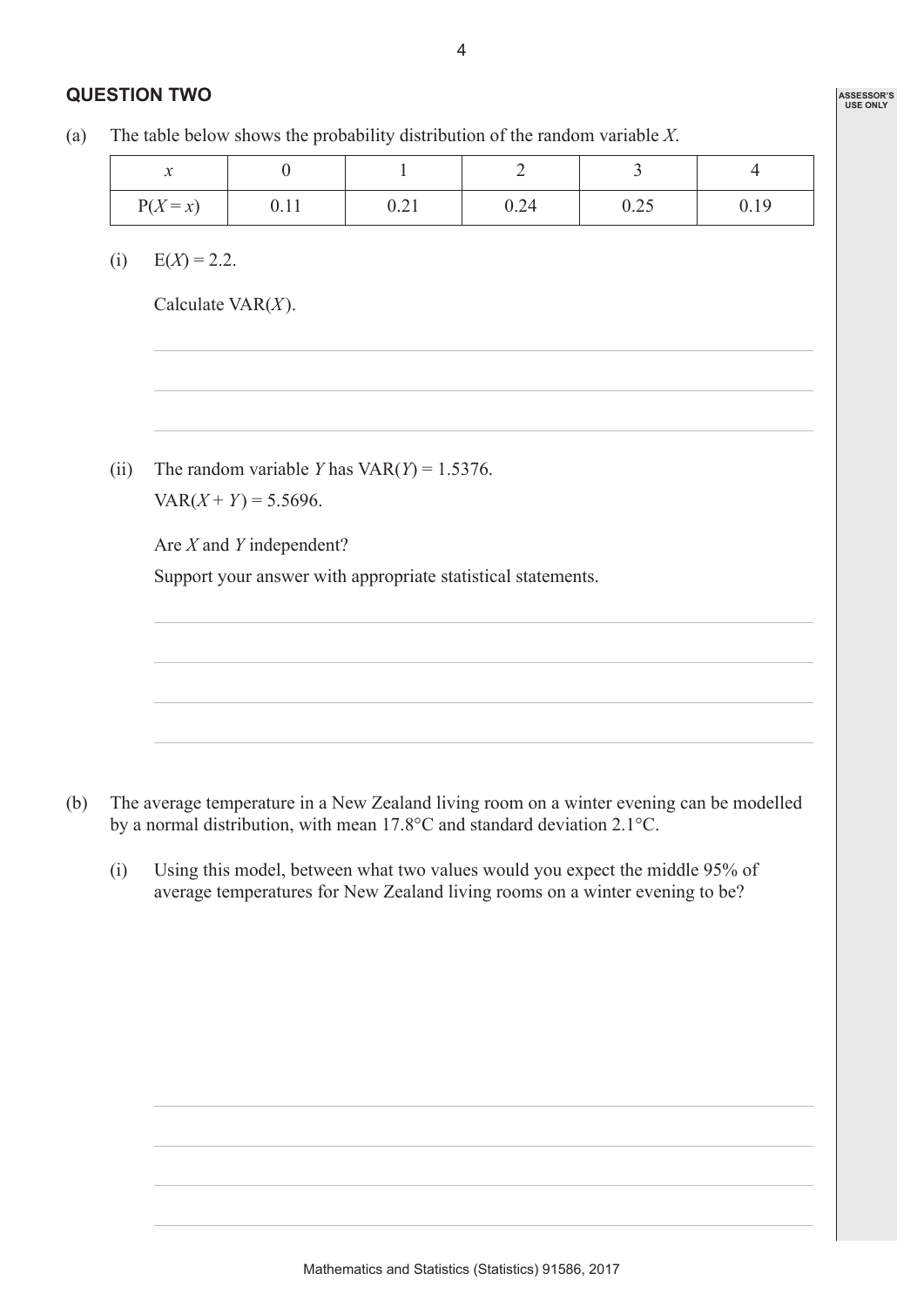## QUESTION TWO

(a) The table below shows the probability distribution of the random variable $X$.

| $x$ | 0 | 1 | 2 | 3 | 4 |
|---|---|---|---|---|---|
| $P(X = x)$ | 0.11 | 0.21 | 0.24 | 0.25 | 0.19 |

(i) $E(X) = 2.2$.

Calculate $VAR(X)$.

(ii) The random variable $Y$ has $VAR(Y) = 1.5376$.

$VAR(X + Y) = 5.5696$.

Are $X$ and $Y$ independent?

Support your answer with appropriate statistical statements.

(b) The average temperature in a New Zealand living room on a winter evening can be modelled by a normal distribution, with mean 17.8°C and standard deviation 2.1°C.

(i) Using this model, between what two values would you expect the middle 95% of average temperatures for New Zealand living rooms on a winter evening to be?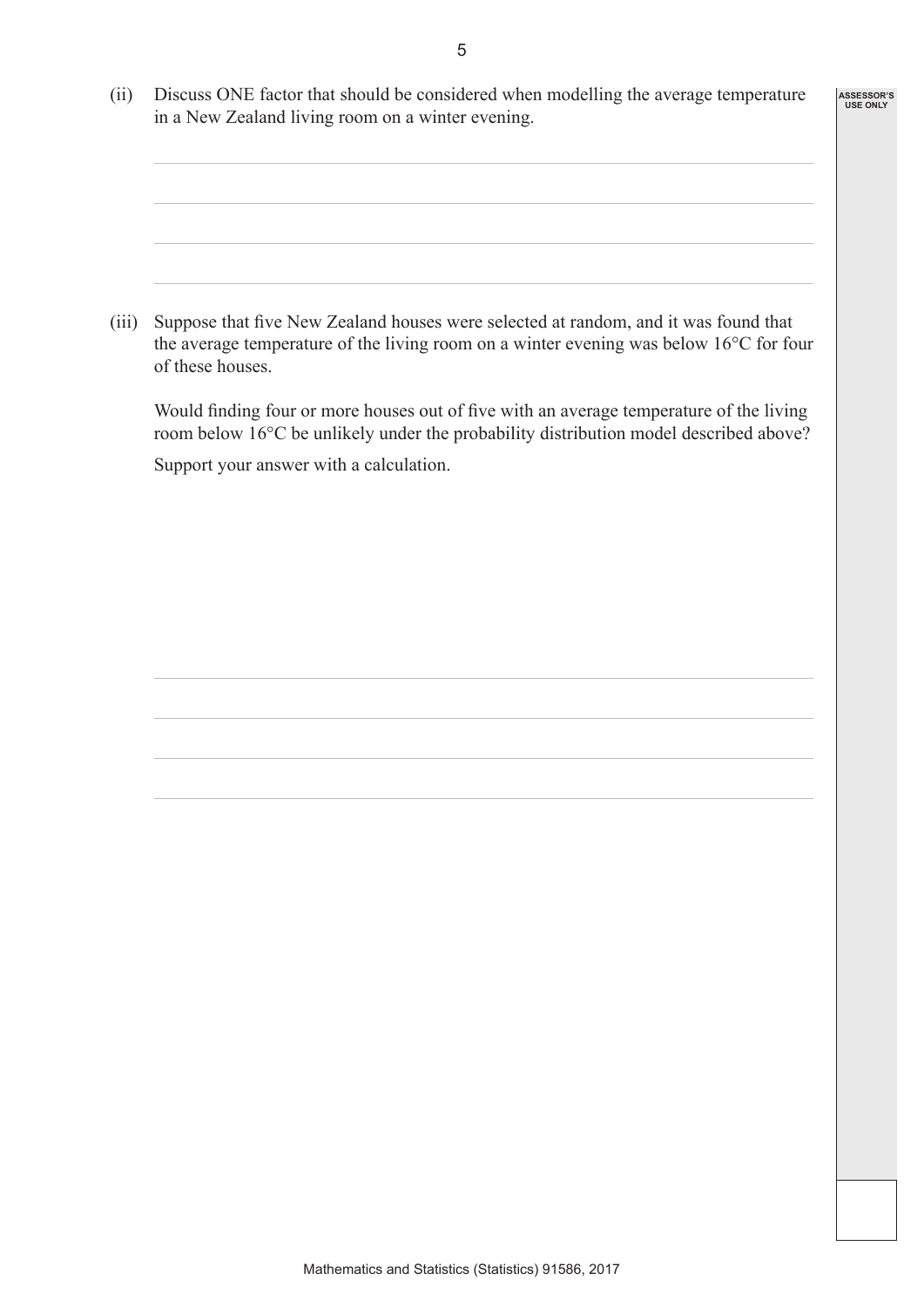(ii) Discuss ONE factor that should be considered when modelling the average temperature in a New Zealand living room on a winter evening.

(iii) Suppose that five New Zealand houses were selected at random, and it was found that the average temperature of the living room on a winter evening was below 16°C for four of these houses.

Would finding four or more houses out of five with an average temperature of the living room below 16°C be unlikely under the probability distribution model described above?

Support your answer with a calculation.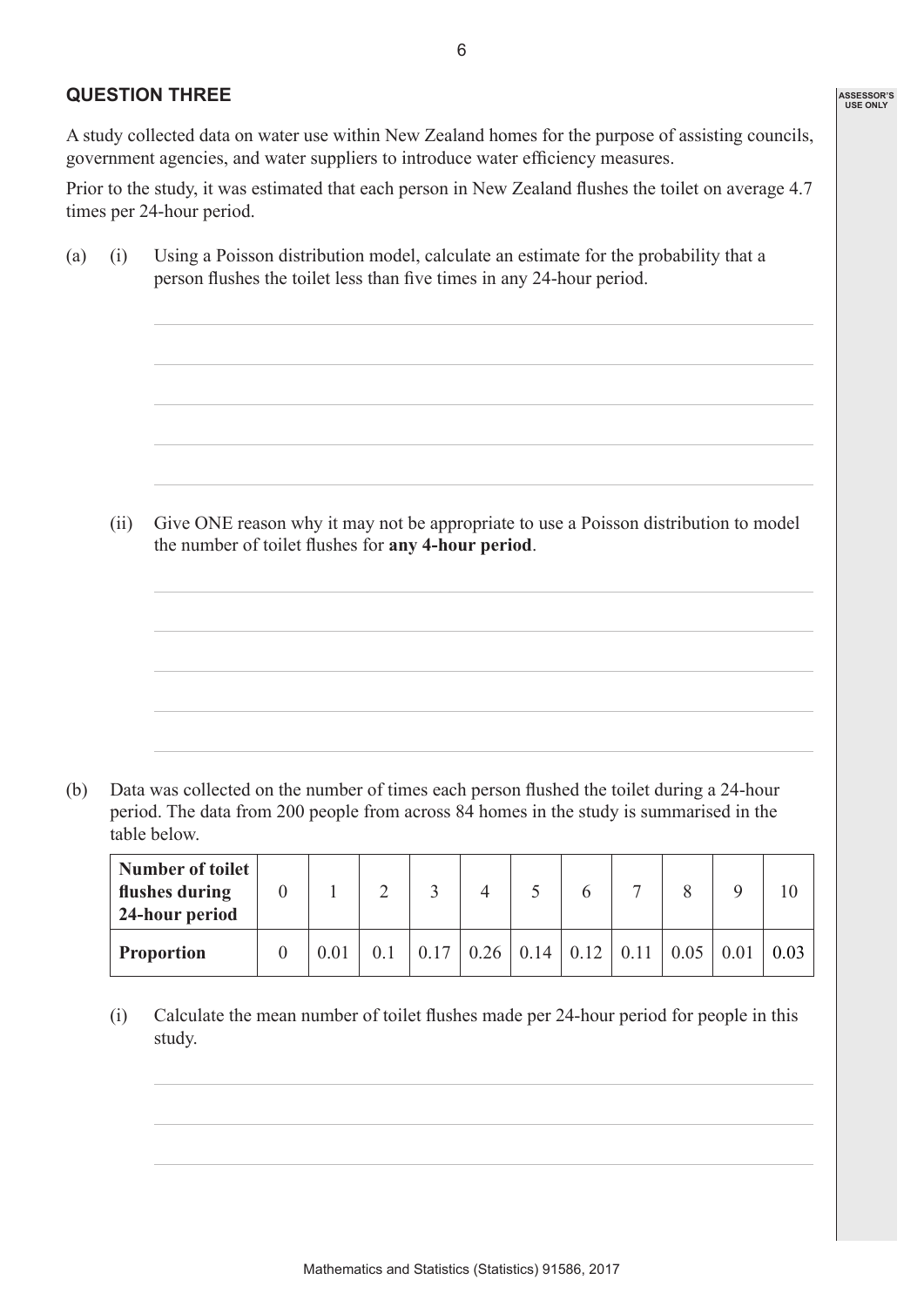## QUESTION THREE

A study collected data on water use within New Zealand homes for the purpose of assisting councils, government agencies, and water suppliers to introduce water efficiency measures.

Prior to the study, it was estimated that each person in New Zealand flushes the toilet on average 4.7 times per 24-hour period.

(a) (i) Using a Poisson distribution model, calculate an estimate for the probability that a person flushes the toilet less than five times in any 24-hour period.

(ii) Give ONE reason why it may not be appropriate to use a Poisson distribution to model the number of toilet flushes for **any 4-hour period**.

(b) Data was collected on the number of times each person flushed the toilet during a 24-hour period. The data from 200 people from across 84 homes in the study is summarised in the table below.

| **Number of toilet flushes during 24-hour period** | 0 | 1 | 2 | 3 | 4 | 5 | 6 | 7 | 8 | 9 | 10 |
|---|---|---|---|---|---|---|---|---|---|---|---|
| **Proportion** | 0 | 0.01 | 0.1 | 0.17 | 0.26 | 0.14 | 0.12 | 0.11 | 0.05 | 0.01 | 0.03 |

(i) Calculate the mean number of toilet flushes made per 24-hour period for people in this study.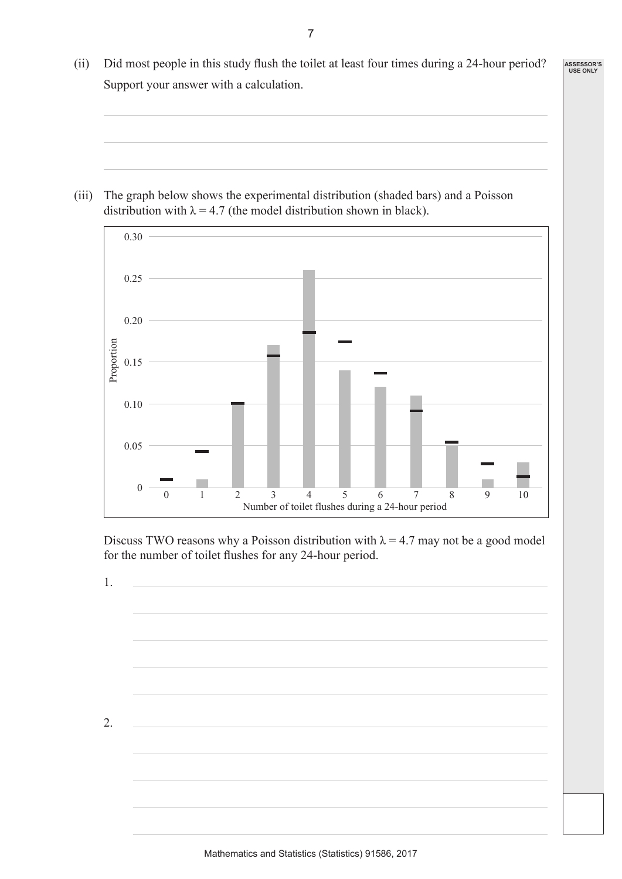(ii) Did most people in this study flush the toilet at least four times during a 24-hour period? Support your answer with a calculation.

(iii) The graph below shows the experimental distribution (shaded bars) and a Poisson distribution with $\lambda = 4.7$ (the model distribution shown in black).

Discuss TWO reasons why a Poisson distribution with $\lambda = 4.7$ may not be a good model for the number of toilet flushes for any 24-hour period.

1.

2.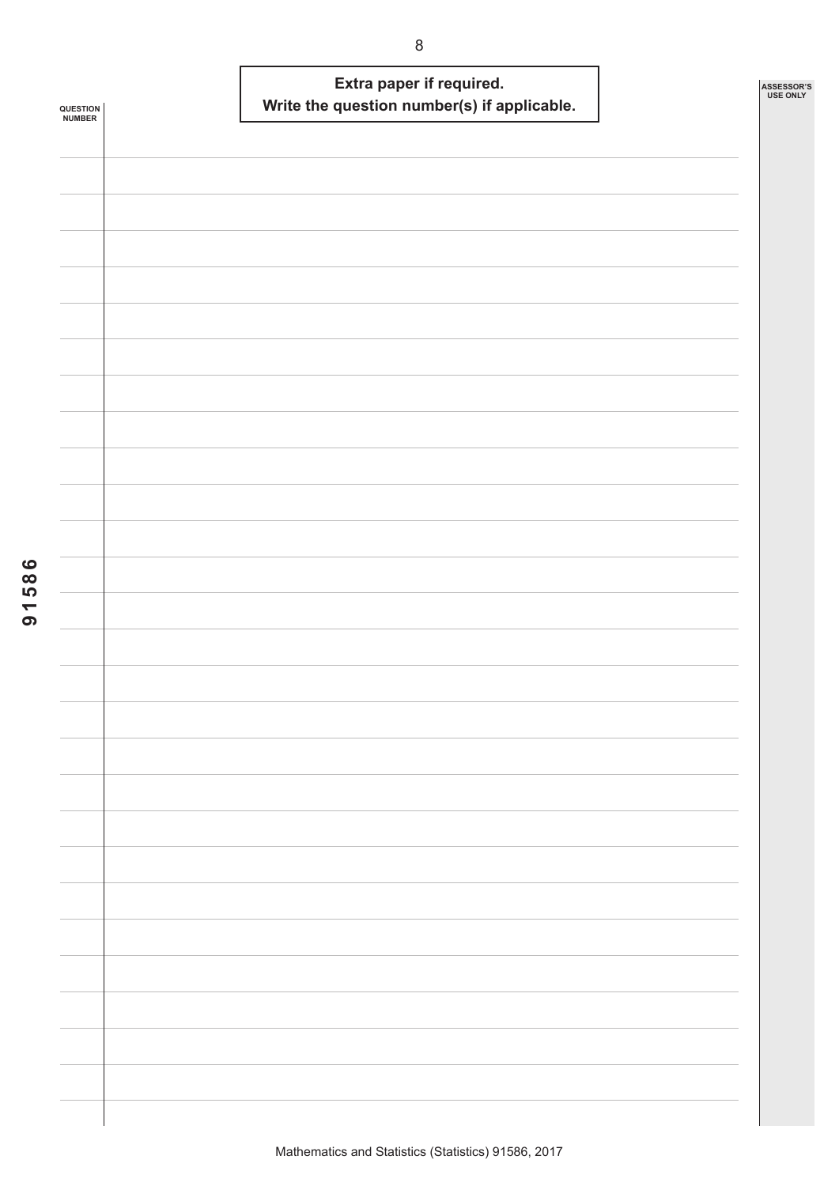**Extra paper if required.**
**Write the question number(s) if applicable.**

QUESTION NUMBER

ASSESSOR'S USE ONLY